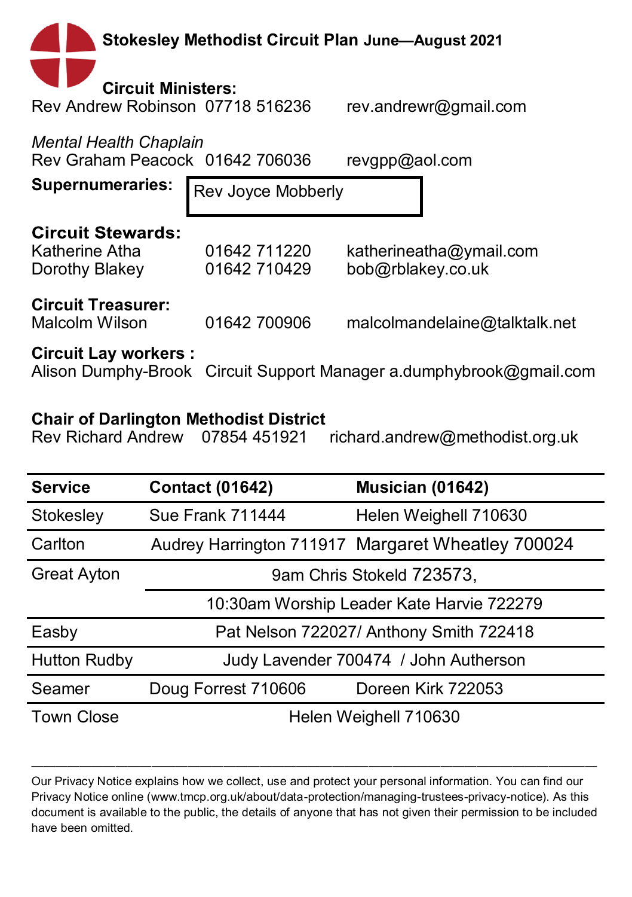# Stokesley Methodist Circuit Plan June—August 2021

**Circuit Ministers:**
Rev Andrew Robinson 07718 516236 rev.andrewr@gmail.com

*Mental Health Chaplain*
Rev Graham Peacock 01642 706036 revgpp@aol.com

**Supernumeraries:** Rev Joyce Mobberly

**Circuit Stewards:**
Katherine Atha 01642 711220 katherineatha@ymail.com
Dorothy Blakey 01642 710429 bob@rblakey.co.uk

**Circuit Treasurer:**
Malcolm Wilson 01642 700906 malcolmandelaine@talktalk.net

**Circuit Lay workers :**
Alison Dumphy-Brook Circuit Support Manager a.dumphybrook@gmail.com

**Chair of Darlington Methodist District**
Rev Richard Andrew 07854 451921 richard.andrew@methodist.org.uk

| Service | Contact (01642) | Musician (01642) |
|---|---|---|
| Stokesley | Sue Frank 711444 | Helen Weighell 710630 |
| Carlton | Audrey Harrington 711917 | Margaret Wheatley 700024 |
| Great Ayton | 9am Chris Stokeld 723573, | |
| | 10:30am Worship Leader Kate Harvie 722279 | |
| Easby | Pat Nelson 722027/ Anthony Smith 722418 | |
| Hutton Rudby | Judy Lavender 700474 / John Autherson | |
| Seamer | Doug Forrest 710606 | Doreen Kirk 722053 |
| Town Close | Helen Weighell 710630 | |

---

Our Privacy Notice explains how we collect, use and protect your personal information. You can find our Privacy Notice online (www.tmcp.org.uk/about/data-protection/managing-trustees-privacy-notice). As this document is available to the public, the details of anyone that has not given their permission to be included have been omitted.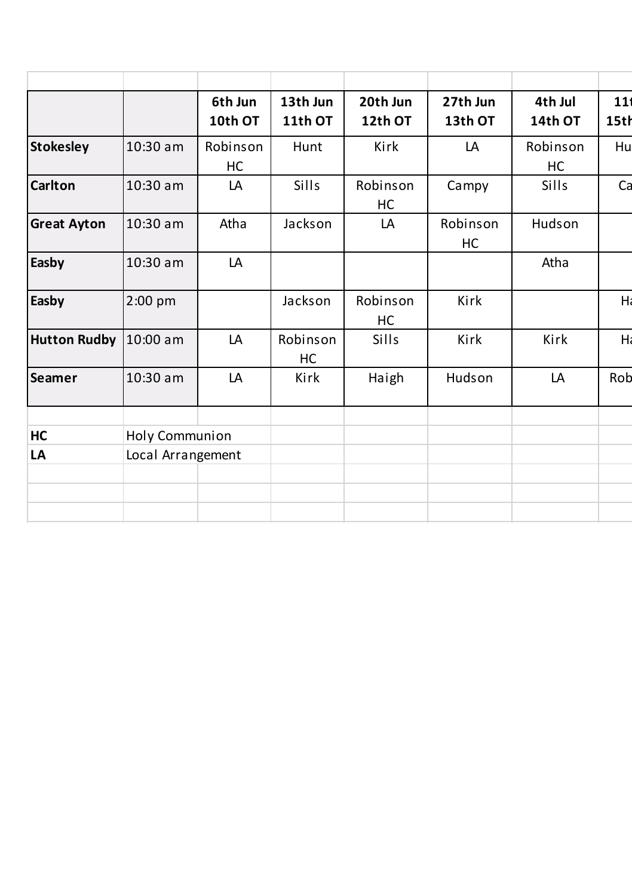| | | 6th Jun 10th OT | 13th Jun 11th OT | 20th Jun 12th OT | 27th Jun 13th OT | 4th Jul 14th OT | 11t 15th |
|---|---|---|---|---|---|---|---|
| **Stokesley** | 10:30 am | Robinson HC | Hunt | Kirk | LA | Robinson HC | Hu |
| **Carlton** | 10:30 am | LA | Sills | Robinson HC | Campy | Sills | Ca |
| **Great Ayton** | 10:30 am | Atha | Jackson | LA | Robinson HC | Hudson | |
| **Easby** | 10:30 am | LA | | | | Atha | |
| **Easby** | 2:00 pm | | Jackson | Robinson HC | Kirk | | Ha |
| **Hutton Rudby** | 10:00 am | LA | Robinson HC | Sills | Kirk | Kirk | Ha |
| **Seamer** | 10:30 am | LA | Kirk | Haigh | Hudson | LA | Rob |

| | |
|---|---|
| **HC** | Holy Communion |
| **LA** | Local Arrangement |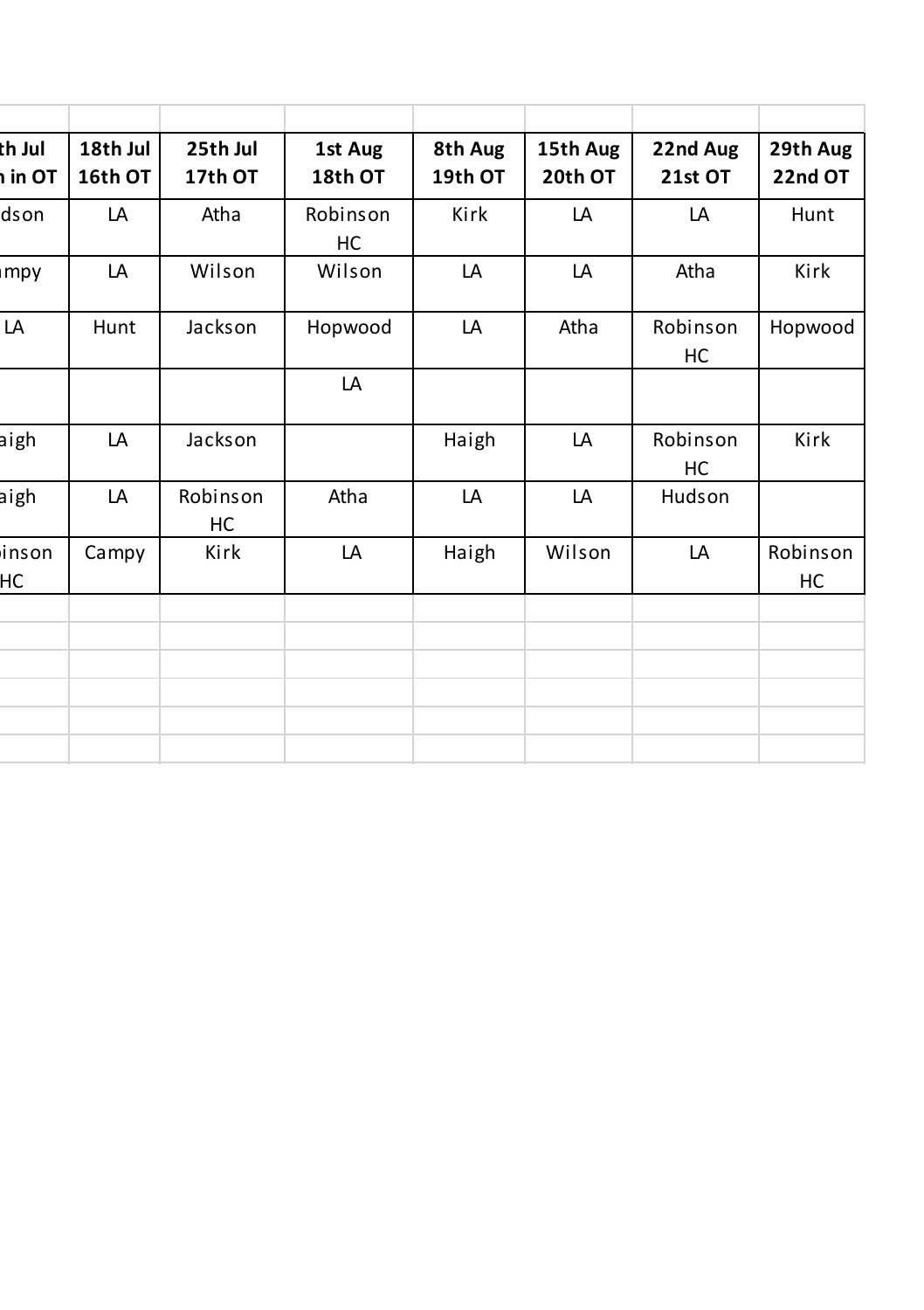| th Jul<br>n in OT | 18th Jul<br>16th OT | 25th Jul<br>17th OT | 1st Aug<br>18th OT | 8th Aug<br>19th OT | 15th Aug<br>20th OT | 22nd Aug<br>21st OT | 29th Aug<br>22nd OT |
|---|---|---|---|---|---|---|---|
| dson | LA | Atha | Robinson HC | Kirk | LA | LA | Hunt |
| mpy | LA | Wilson | Wilson | LA | LA | Atha | Kirk |
| LA | Hunt | Jackson | Hopwood | LA | Atha | Robinson HC | Hopwood |
| | | | LA | | | | |
| aigh | LA | Jackson | | Haigh | LA | Robinson HC | Kirk |
| aigh | LA | Robinson HC | Atha | LA | LA | Hudson | |
| inson HC | Campy | Kirk | LA | Haigh | Wilson | LA | Robinson HC |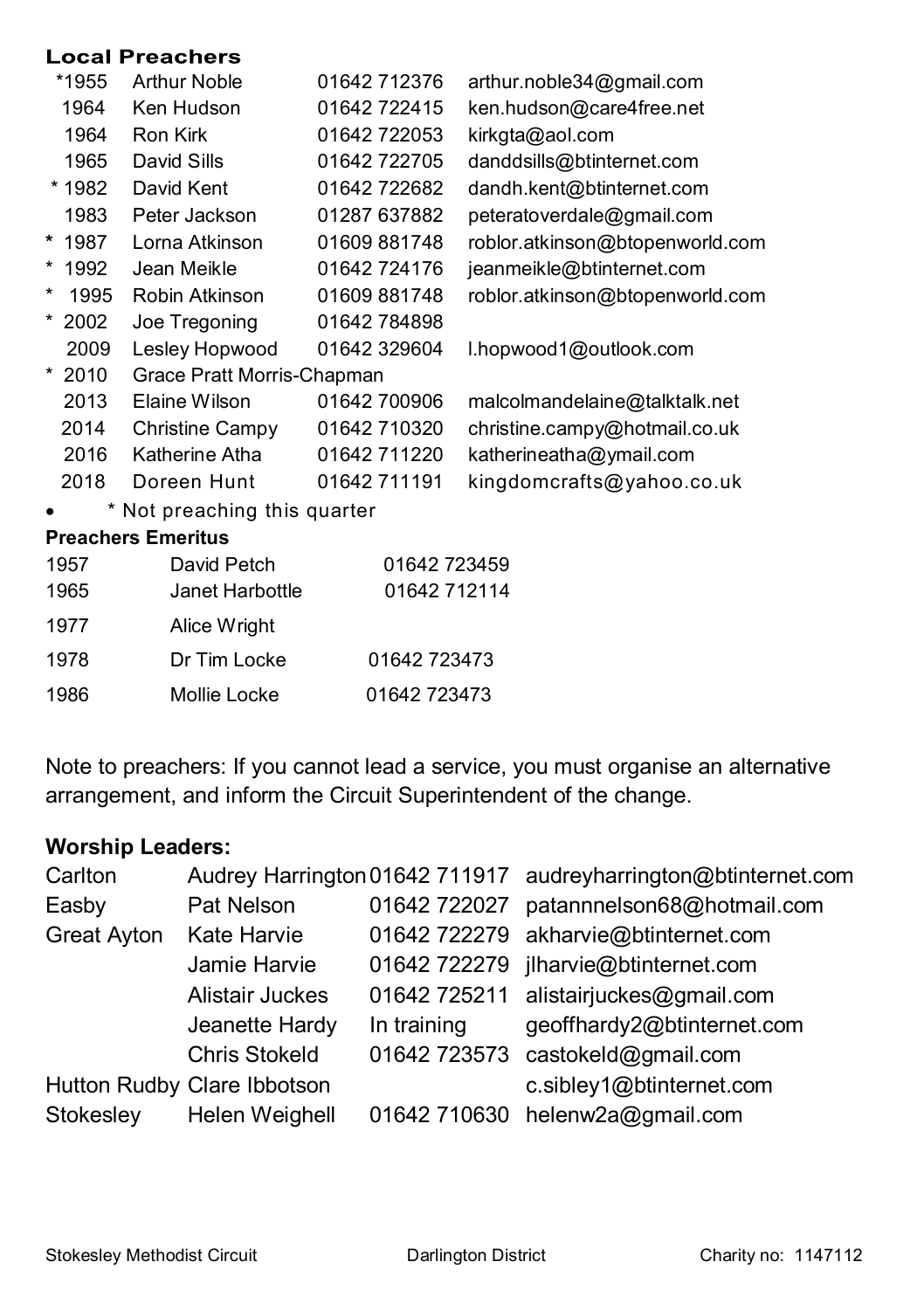**Local Preachers**

| | | | |
|---|---|---|---|
| *1955 | Arthur Noble | 01642 712376 | arthur.noble34@gmail.com |
| 1964 | Ken Hudson | 01642 722415 | ken.hudson@care4free.net |
| 1964 | Ron Kirk | 01642 722053 | kirkgta@aol.com |
| 1965 | David Sills | 01642 722705 | danddsills@btinternet.com |
| * 1982 | David Kent | 01642 722682 | dandh.kent@btinternet.com |
| 1983 | Peter Jackson | 01287 637882 | peteratoverdale@gmail.com |
| * 1987 | Lorna Atkinson | 01609 881748 | roblor.atkinson@btopenworld.com |
| * 1992 | Jean Meikle | 01642 724176 | jeanmeikle@btinternet.com |
| * 1995 | Robin Atkinson | 01609 881748 | roblor.atkinson@btopenworld.com |
| * 2002 | Joe Tregoning | 01642 784898 | |
| 2009 | Lesley Hopwood | 01642 329604 | l.hopwood1@outlook.com |
| * 2010 | Grace Pratt Morris-Chapman | | |
| 2013 | Elaine Wilson | 01642 700906 | malcolmandelaine@talktalk.net |
| 2014 | Christine Campy | 01642 710320 | christine.campy@hotmail.co.uk |
| 2016 | Katherine Atha | 01642 711220 | katherineatha@ymail.com |
| 2018 | Doreen Hunt | 01642 711191 | kingdomcrafts@yahoo.co.uk |

- * Not preaching this quarter

**Preachers Emeritus**

| | | |
|---|---|---|
| 1957 | David Petch | 01642 723459 |
| 1965 | Janet Harbottle | 01642 712114 |
| 1977 | Alice Wright | |
| 1978 | Dr Tim Locke | 01642 723473 |
| 1986 | Mollie Locke | 01642 723473 |

Note to preachers: If you cannot lead a service, you must organise an alternative arrangement, and inform the Circuit Superintendent of the change.

**Worship Leaders:**

| | | | |
|---|---|---|---|
| Carlton | Audrey Harrington | 01642 711917 | audreyharrington@btinternet.com |
| Easby | Pat Nelson | 01642 722027 | patannnelson68@hotmail.com |
| Great Ayton | Kate Harvie | 01642 722279 | akharvie@btinternet.com |
| | Jamie Harvie | 01642 722279 | jlharvie@btinternet.com |
| | Alistair Juckes | 01642 725211 | alistairjuckes@gmail.com |
| | Jeanette Hardy | In training | geoffhardy2@btinternet.com |
| | Chris Stokeld | 01642 723573 | castokeld@gmail.com |
| Hutton Rudby | Clare Ibbotson | | c.sibley1@btinternet.com |
| Stokesley | Helen Weighell | 01642 710630 | helenw2a@gmail.com |

Stokesley Methodist Circuit — Darlington District — Charity no: 1147112